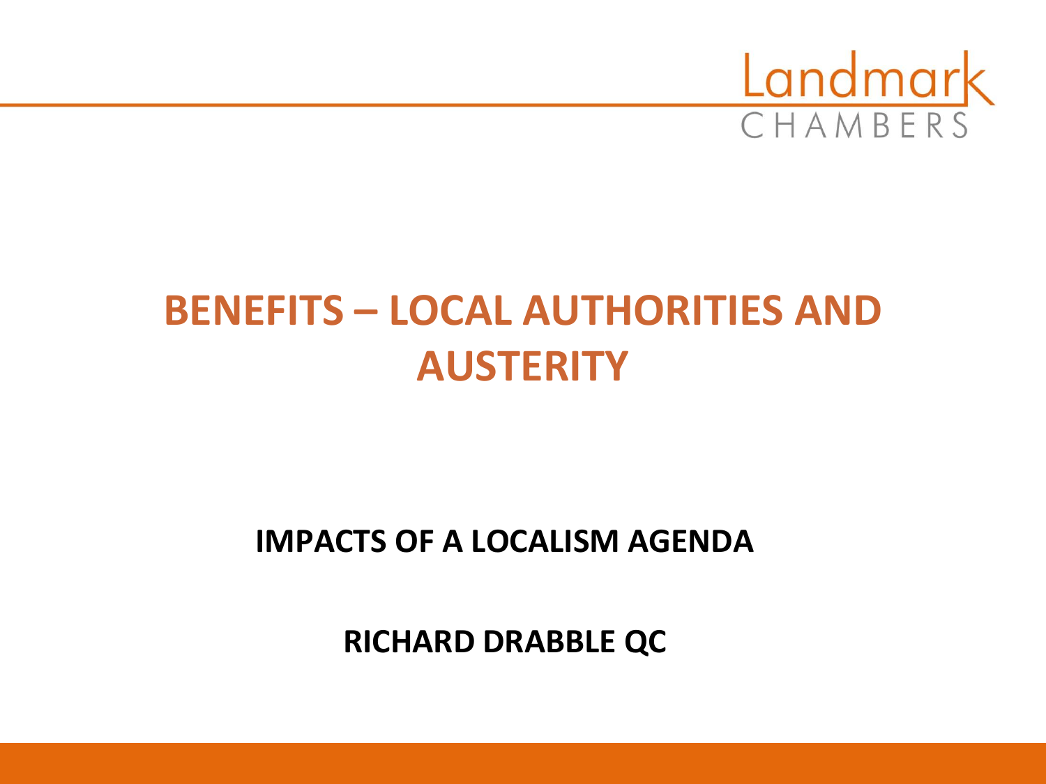Landmark CHAMBERS

# BENEFITS – LOCAL AUTHORITIES AND AUSTERITY

**IMPACTS OF A LOCALISM AGENDA**

**RICHARD DRABBLE QC**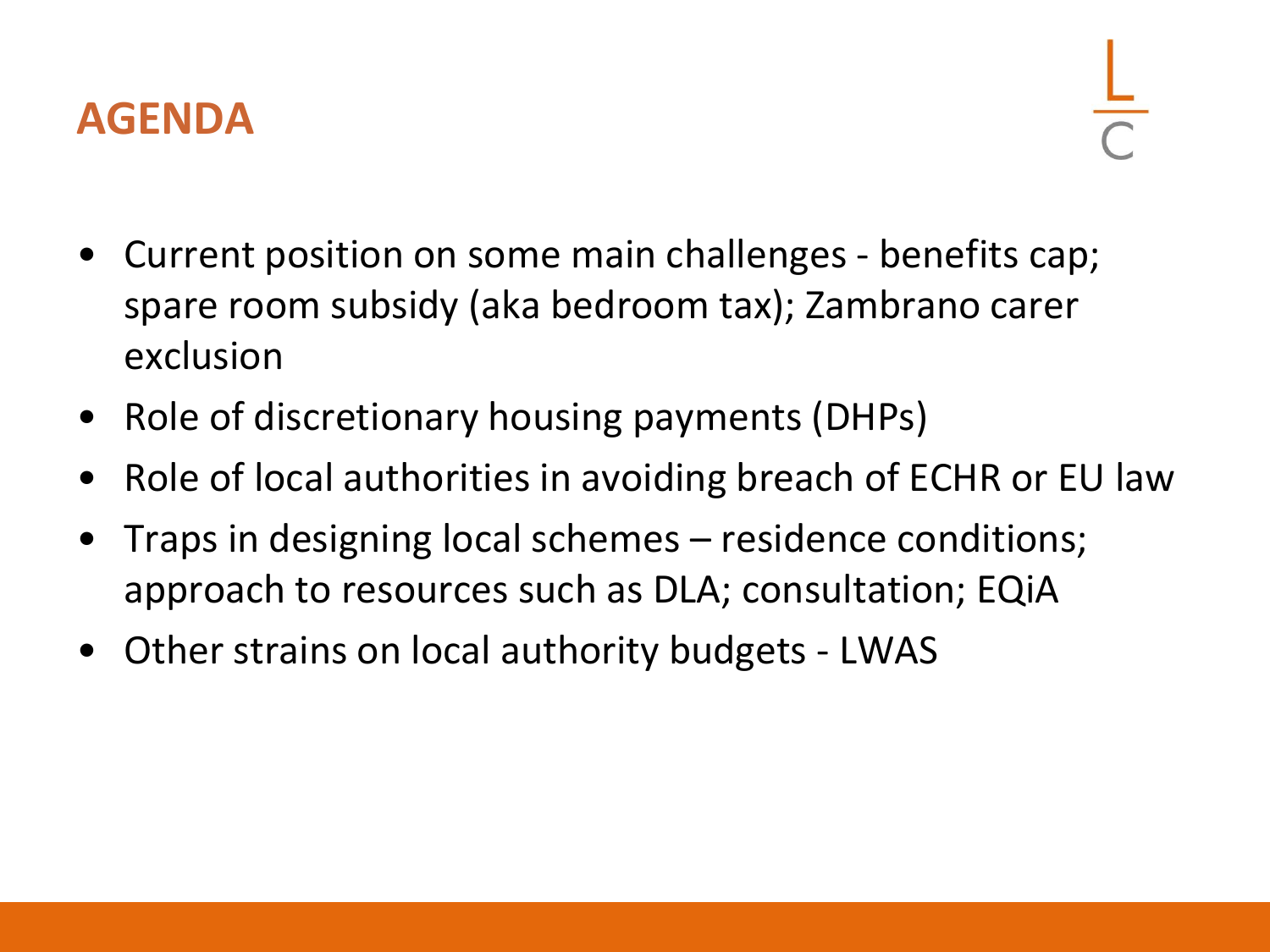# AGENDA

- Current position on some main challenges - benefits cap; spare room subsidy (aka bedroom tax); Zambrano carer exclusion
- Role of discretionary housing payments (DHPs)
- Role of local authorities in avoiding breach of ECHR or EU law
- Traps in designing local schemes – residence conditions; approach to resources such as DLA; consultation; EQiA
- Other strains on local authority budgets - LWAS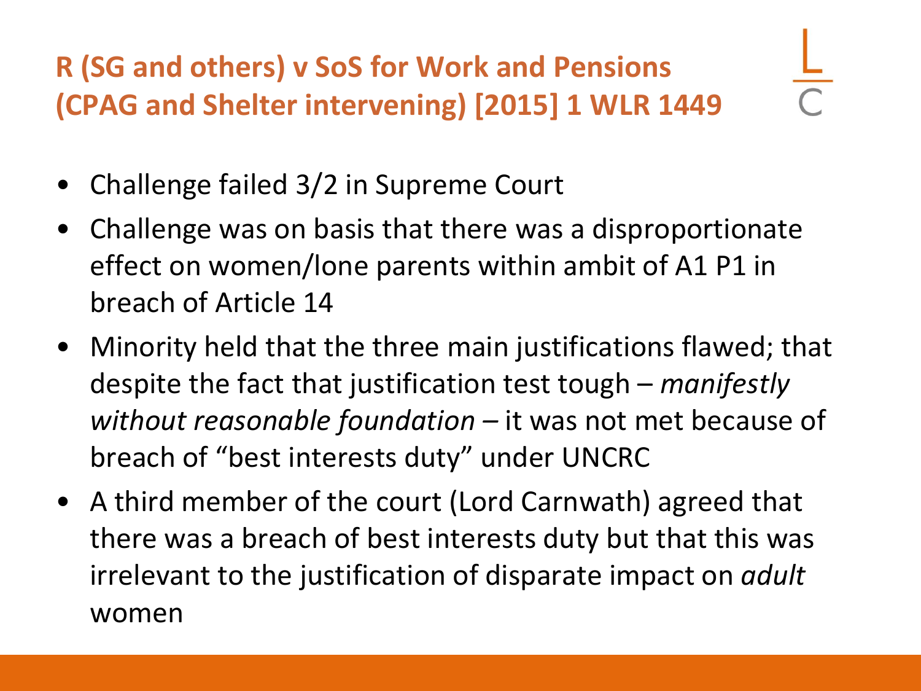## R (SG and others) v SoS for Work and Pensions (CPAG and Shelter intervening) [2015] 1 WLR 1449

- Challenge failed 3/2 in Supreme Court
- Challenge was on basis that there was a disproportionate effect on women/lone parents within ambit of A1 P1 in breach of Article 14
- Minority held that the three main justifications flawed; that despite the fact that justification test tough – *manifestly without reasonable foundation* – it was not met because of breach of "best interests duty" under UNCRC
- A third member of the court (Lord Carnwath) agreed that there was a breach of best interests duty but that this was irrelevant to the justification of disparate impact on *adult* women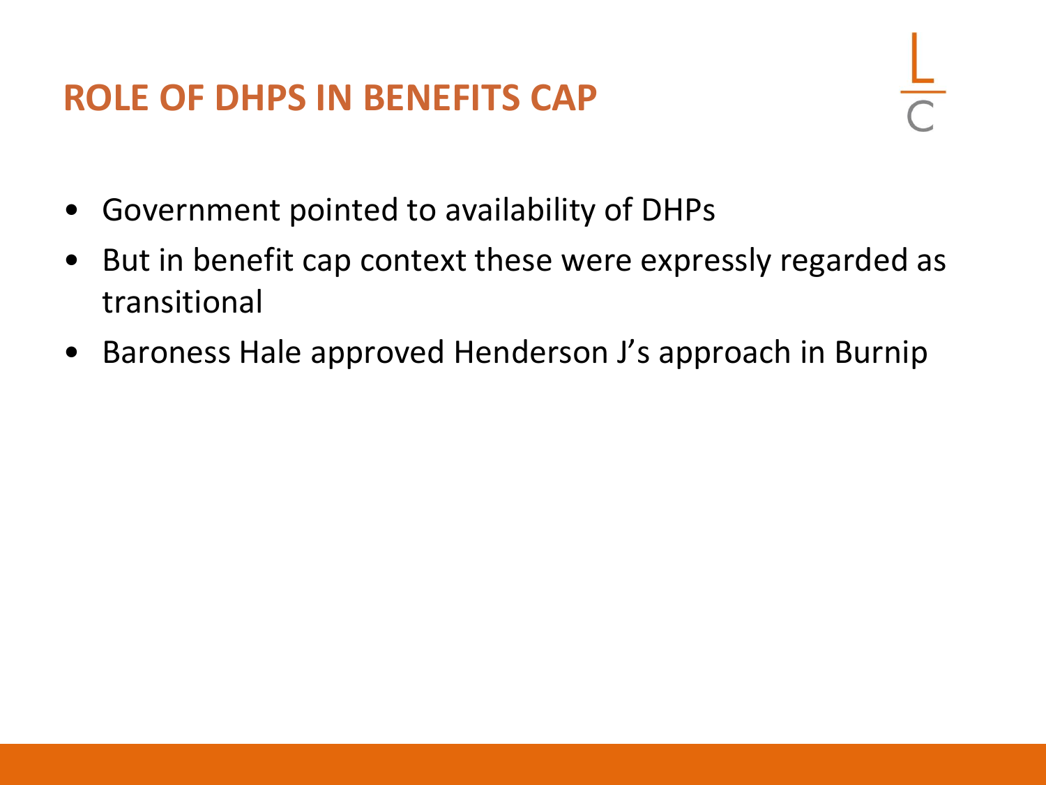# ROLE OF DHPS IN BENEFITS CAP

- Government pointed to availability of DHPs
- But in benefit cap context these were expressly regarded as transitional
- Baroness Hale approved Henderson J's approach in Burnip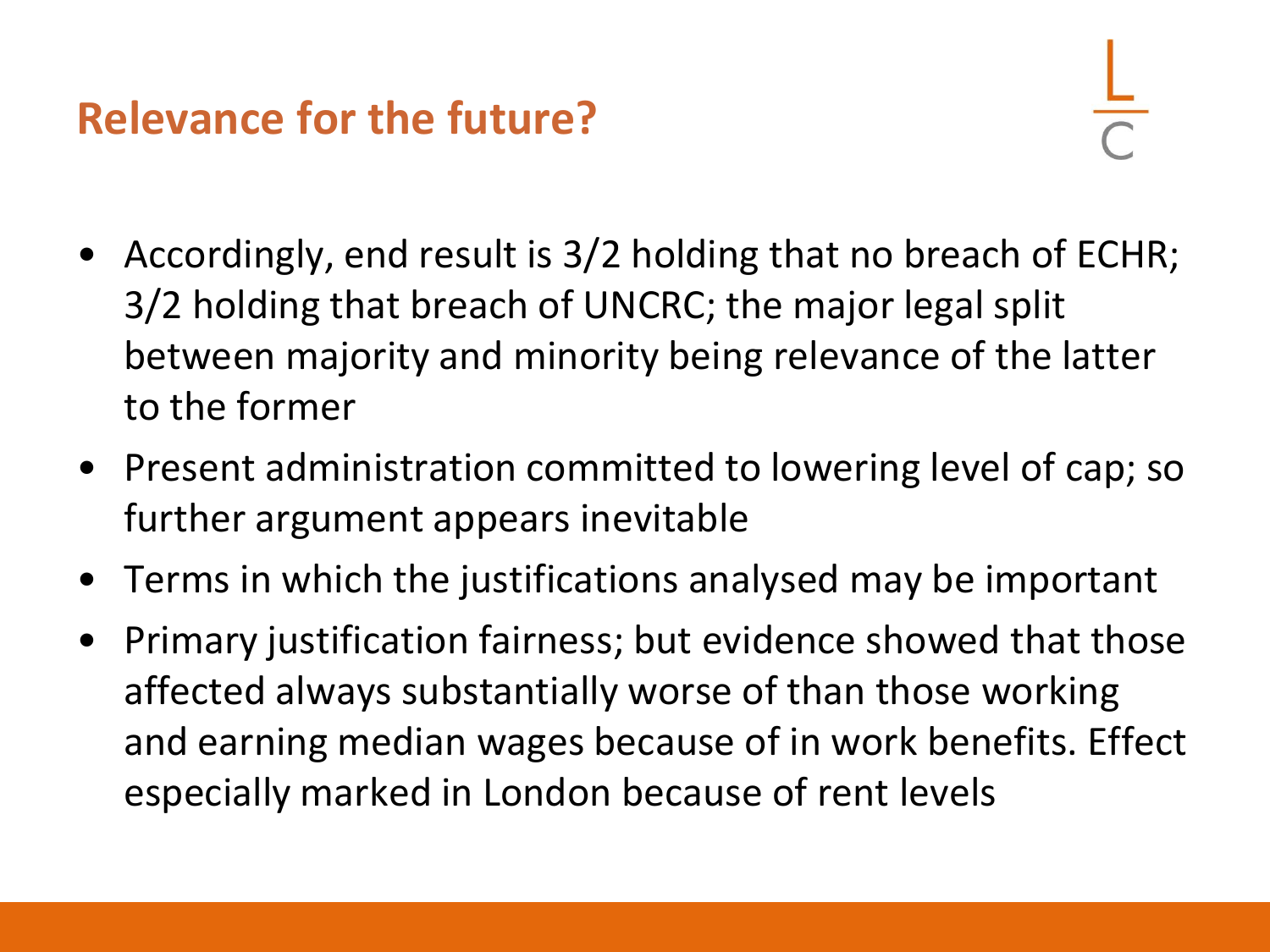## Relevance for the future?

- Accordingly, end result is 3/2 holding that no breach of ECHR; 3/2 holding that breach of UNCRC; the major legal split between majority and minority being relevance of the latter to the former
- Present administration committed to lowering level of cap; so further argument appears inevitable
- Terms in which the justifications analysed may be important
- Primary justification fairness; but evidence showed that those affected always substantially worse of than those working and earning median wages because of in work benefits. Effect especially marked in London because of rent levels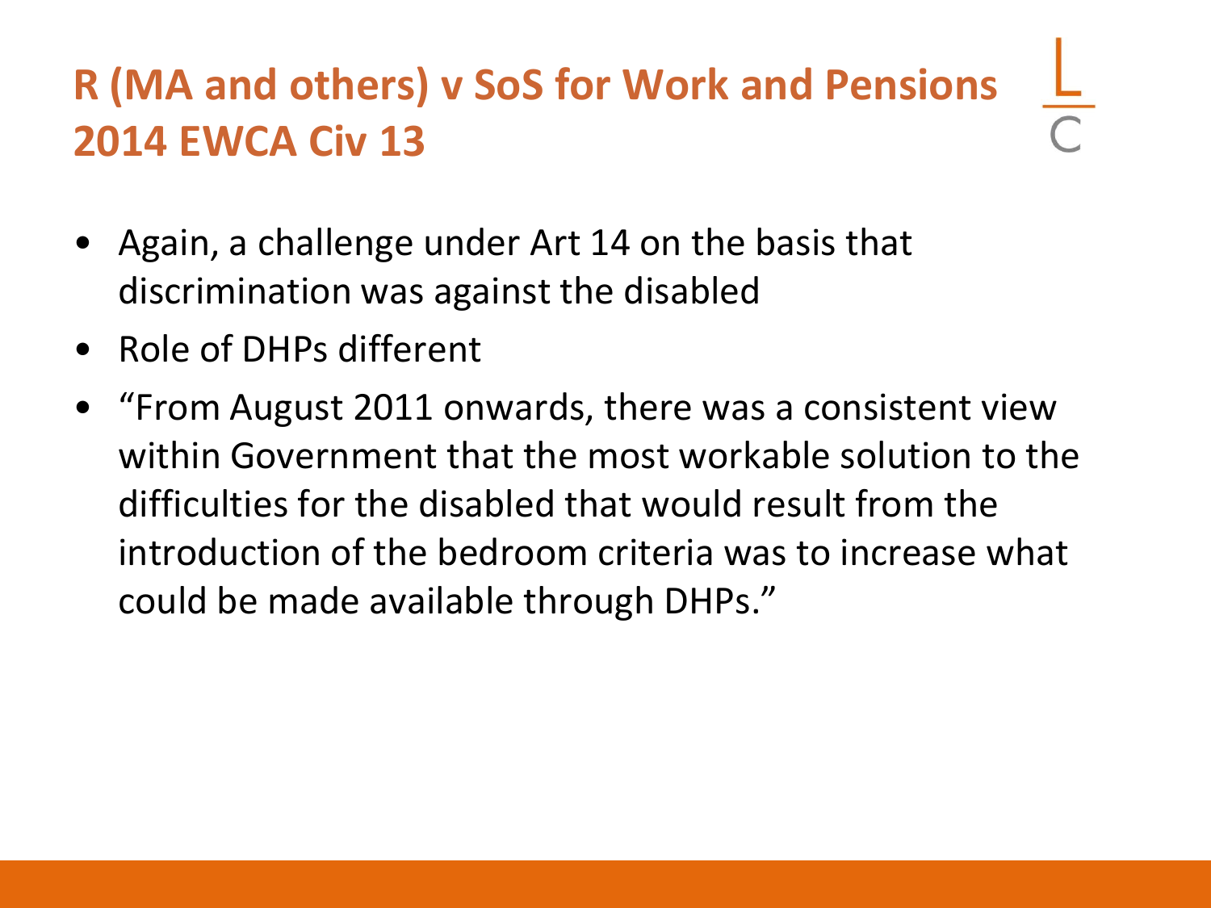# R (MA and others) v SoS for Work and Pensions 2014 EWCA Civ 13

- Again, a challenge under Art 14 on the basis that discrimination was against the disabled
- Role of DHPs different
- "From August 2011 onwards, there was a consistent view within Government that the most workable solution to the difficulties for the disabled that would result from the introduction of the bedroom criteria was to increase what could be made available through DHPs."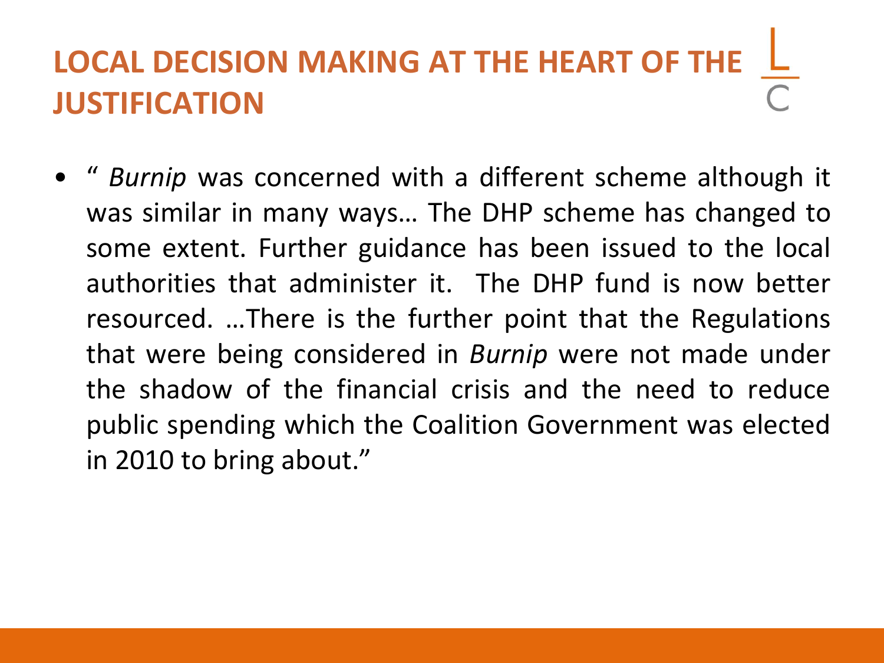# LOCAL DECISION MAKING AT THE HEART OF THE JUSTIFICATION

- " *Burnip* was concerned with a different scheme although it was similar in many ways… The DHP scheme has changed to some extent. Further guidance has been issued to the local authorities that administer it. The DHP fund is now better resourced. …There is the further point that the Regulations that were being considered in *Burnip* were not made under the shadow of the financial crisis and the need to reduce public spending which the Coalition Government was elected in 2010 to bring about."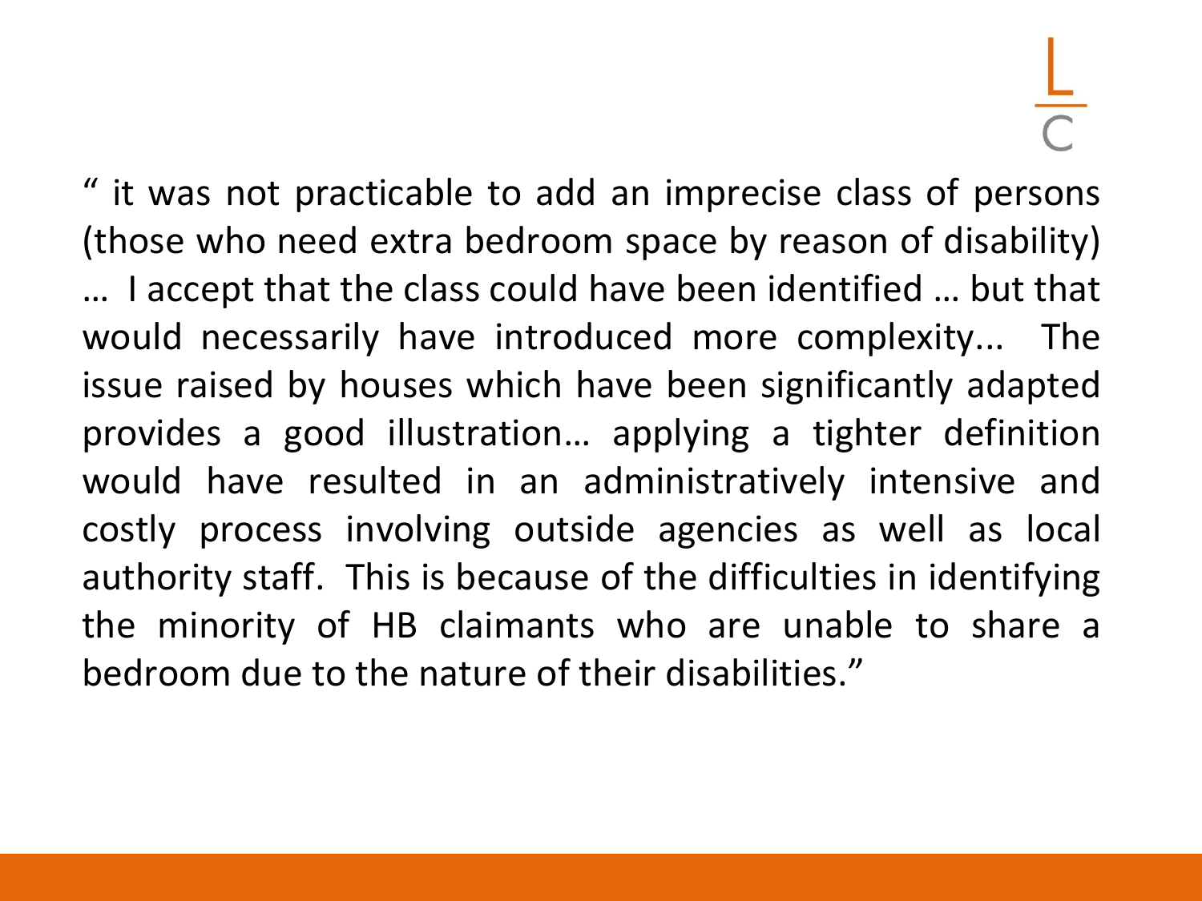" it was not practicable to add an imprecise class of persons (those who need extra bedroom space by reason of disability) … I accept that the class could have been identified … but that would necessarily have introduced more complexity... The issue raised by houses which have been significantly adapted provides a good illustration… applying a tighter definition would have resulted in an administratively intensive and costly process involving outside agencies as well as local authority staff. This is because of the difficulties in identifying the minority of HB claimants who are unable to share a bedroom due to the nature of their disabilities."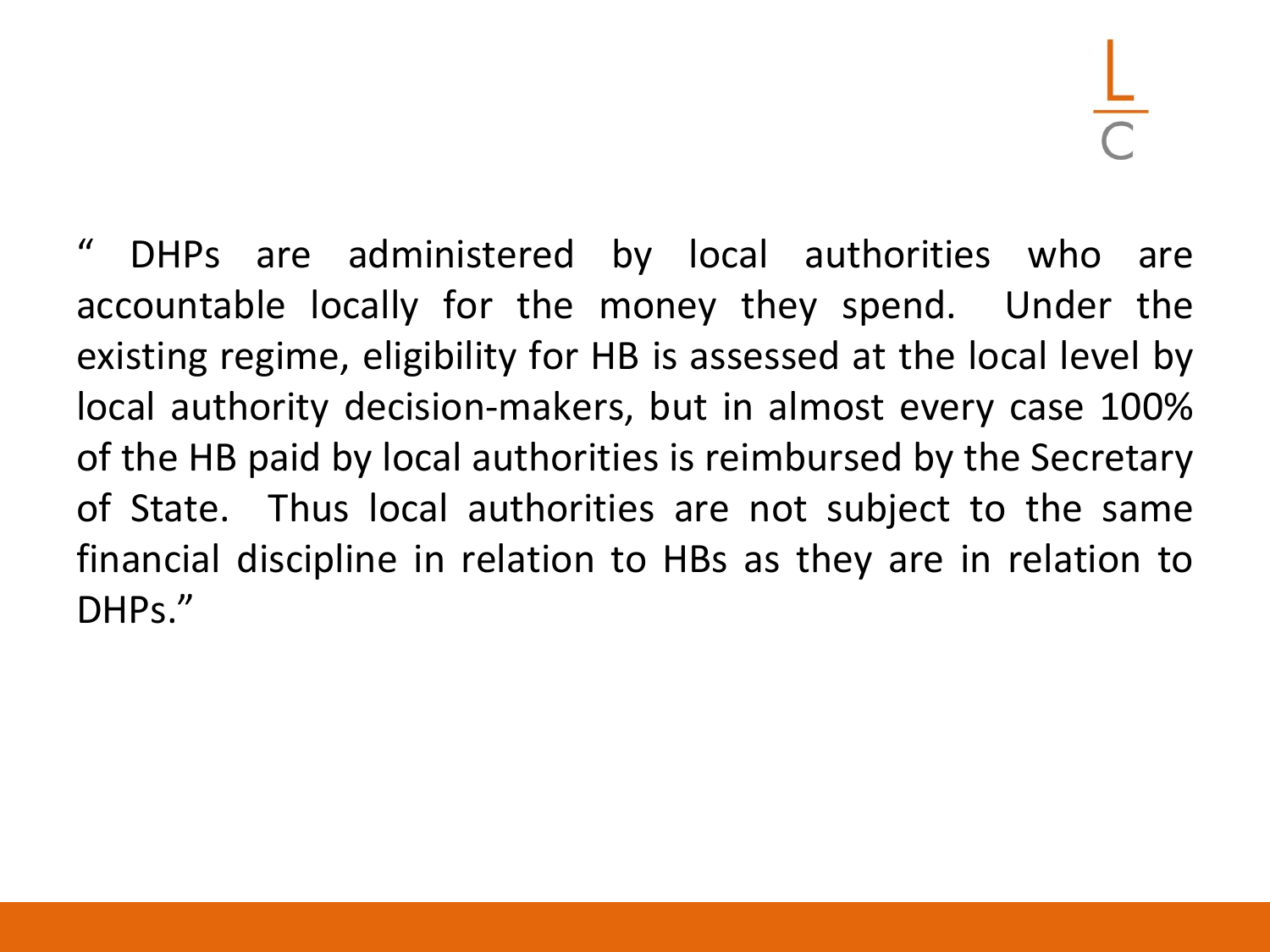" DHPs are administered by local authorities who are accountable locally for the money they spend. Under the existing regime, eligibility for HB is assessed at the local level by local authority decision-makers, but in almost every case 100% of the HB paid by local authorities is reimbursed by the Secretary of State. Thus local authorities are not subject to the same financial discipline in relation to HBs as they are in relation to DHPs."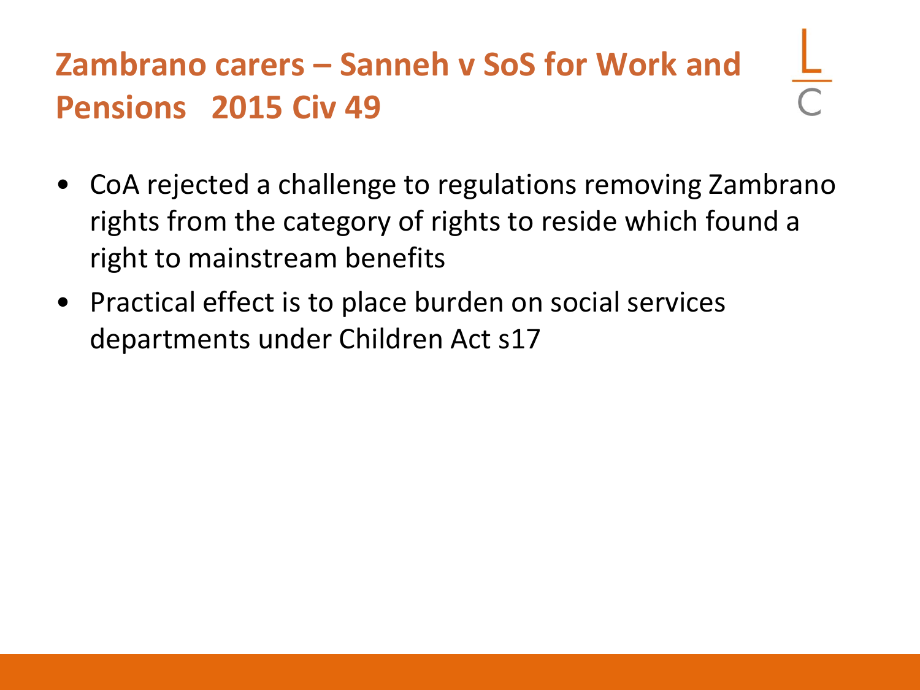# Zambrano carers – Sanneh v SoS for Work and Pensions 2015 Civ 49

- CoA rejected a challenge to regulations removing Zambrano rights from the category of rights to reside which found a right to mainstream benefits
- Practical effect is to place burden on social services departments under Children Act s17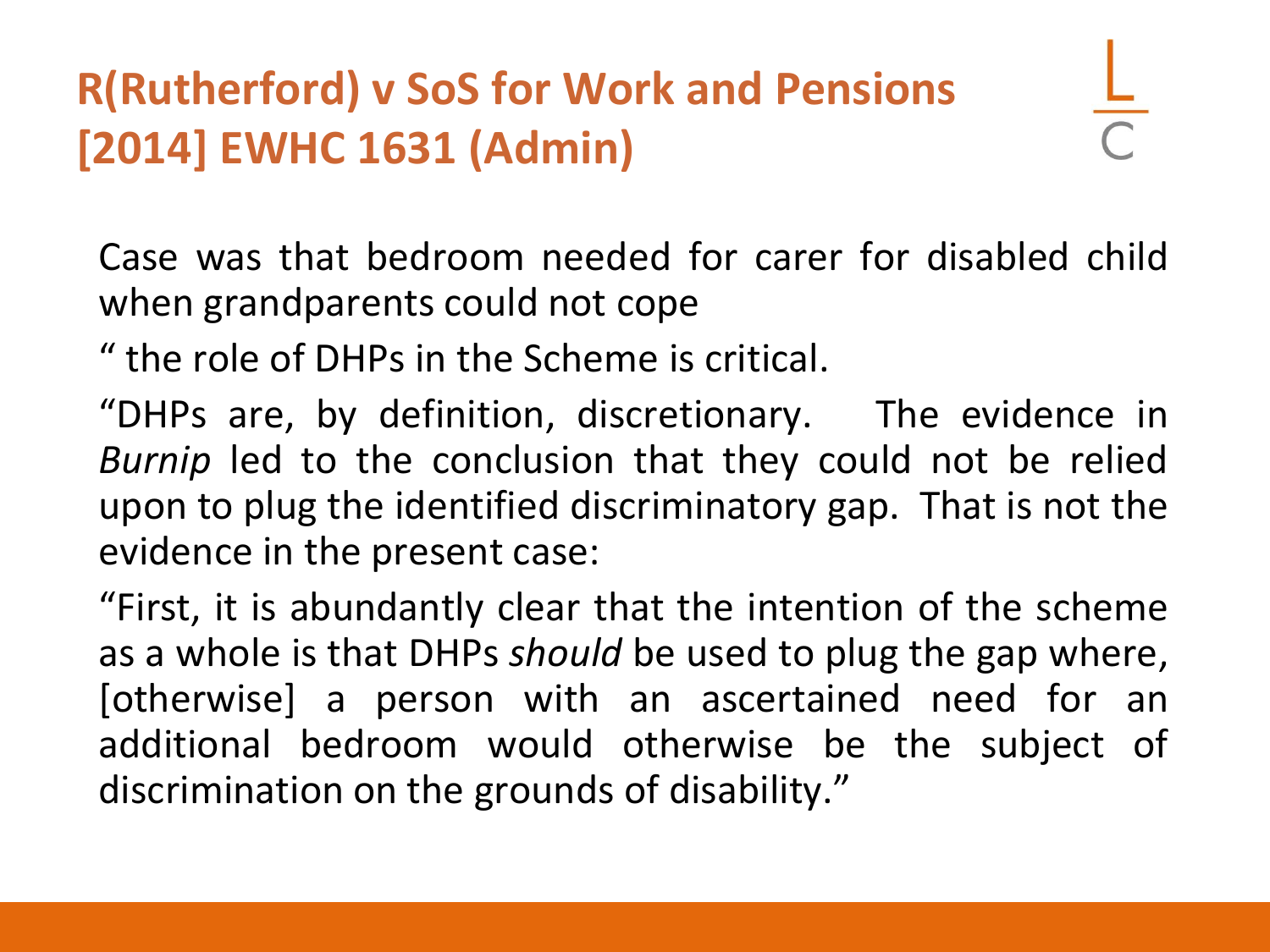# R(Rutherford) v SoS for Work and Pensions [2014] EWHC 1631 (Admin)

Case was that bedroom needed for carer for disabled child when grandparents could not cope

" the role of DHPs in the Scheme is critical.

"DHPs are, by definition, discretionary. The evidence in *Burnip* led to the conclusion that they could not be relied upon to plug the identified discriminatory gap. That is not the evidence in the present case:

"First, it is abundantly clear that the intention of the scheme as a whole is that DHPs *should* be used to plug the gap where, [otherwise] a person with an ascertained need for an additional bedroom would otherwise be the subject of discrimination on the grounds of disability."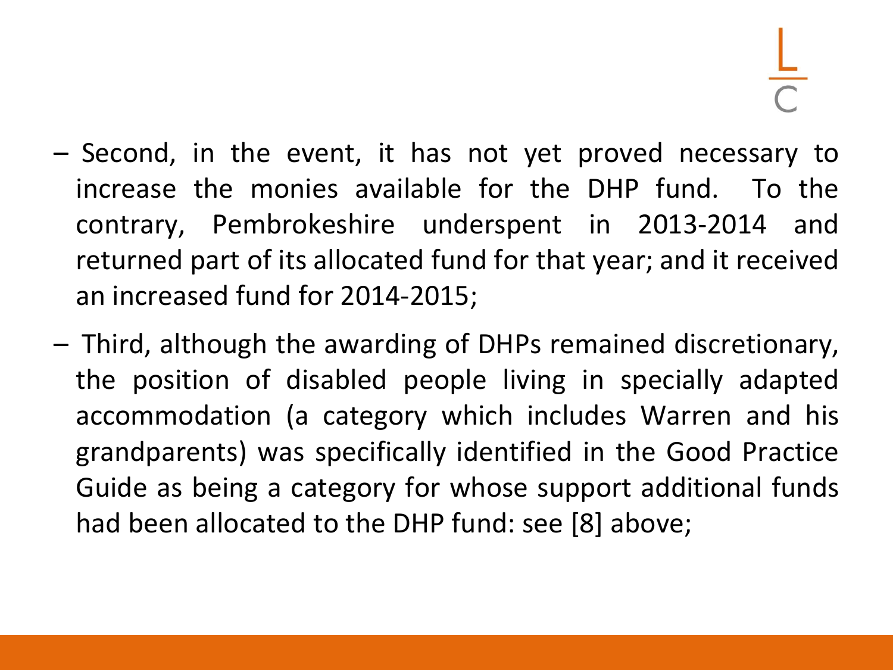- Second, in the event, it has not yet proved necessary to increase the monies available for the DHP fund. To the contrary, Pembrokeshire underspent in 2013-2014 and returned part of its allocated fund for that year; and it received an increased fund for 2014-2015;
- Third, although the awarding of DHPs remained discretionary, the position of disabled people living in specially adapted accommodation (a category which includes Warren and his grandparents) was specifically identified in the Good Practice Guide as being a category for whose support additional funds had been allocated to the DHP fund: see [8] above;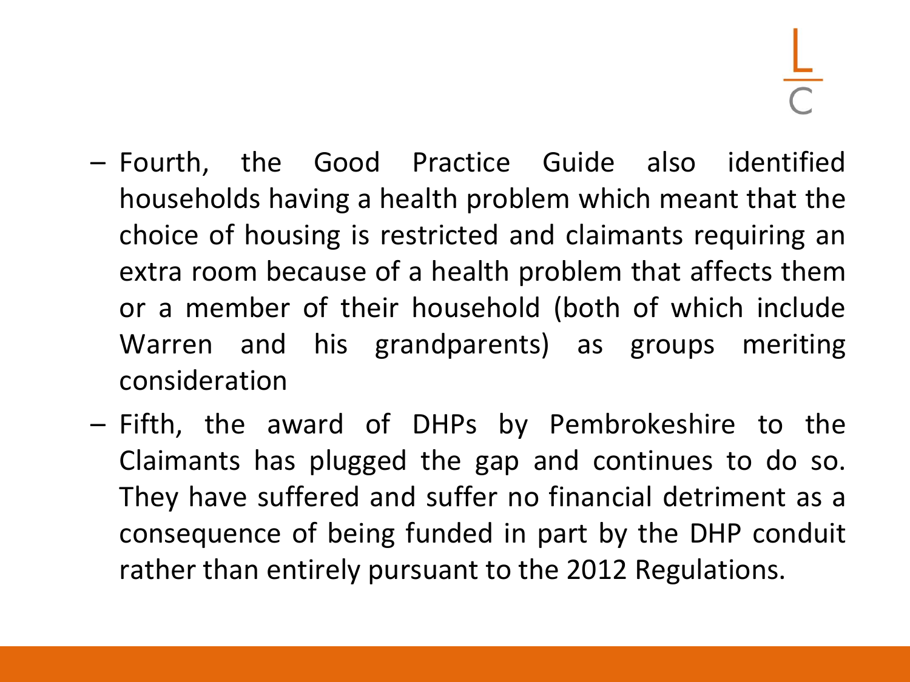- Fourth, the Good Practice Guide also identified households having a health problem which meant that the choice of housing is restricted and claimants requiring an extra room because of a health problem that affects them or a member of their household (both of which include Warren and his grandparents) as groups meriting consideration
- Fifth, the award of DHPs by Pembrokeshire to the Claimants has plugged the gap and continues to do so. They have suffered and suffer no financial detriment as a consequence of being funded in part by the DHP conduit rather than entirely pursuant to the 2012 Regulations.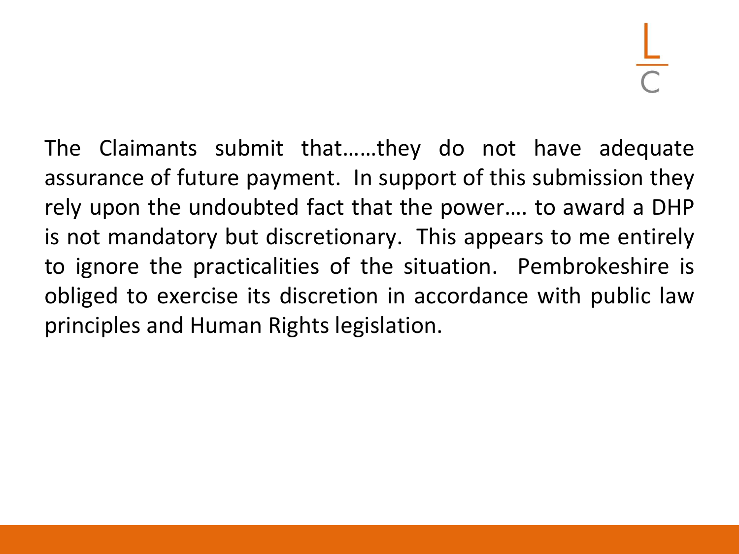The Claimants submit that……they do not have adequate assurance of future payment. In support of this submission they rely upon the undoubted fact that the power…. to award a DHP is not mandatory but discretionary. This appears to me entirely to ignore the practicalities of the situation. Pembrokeshire is obliged to exercise its discretion in accordance with public law principles and Human Rights legislation.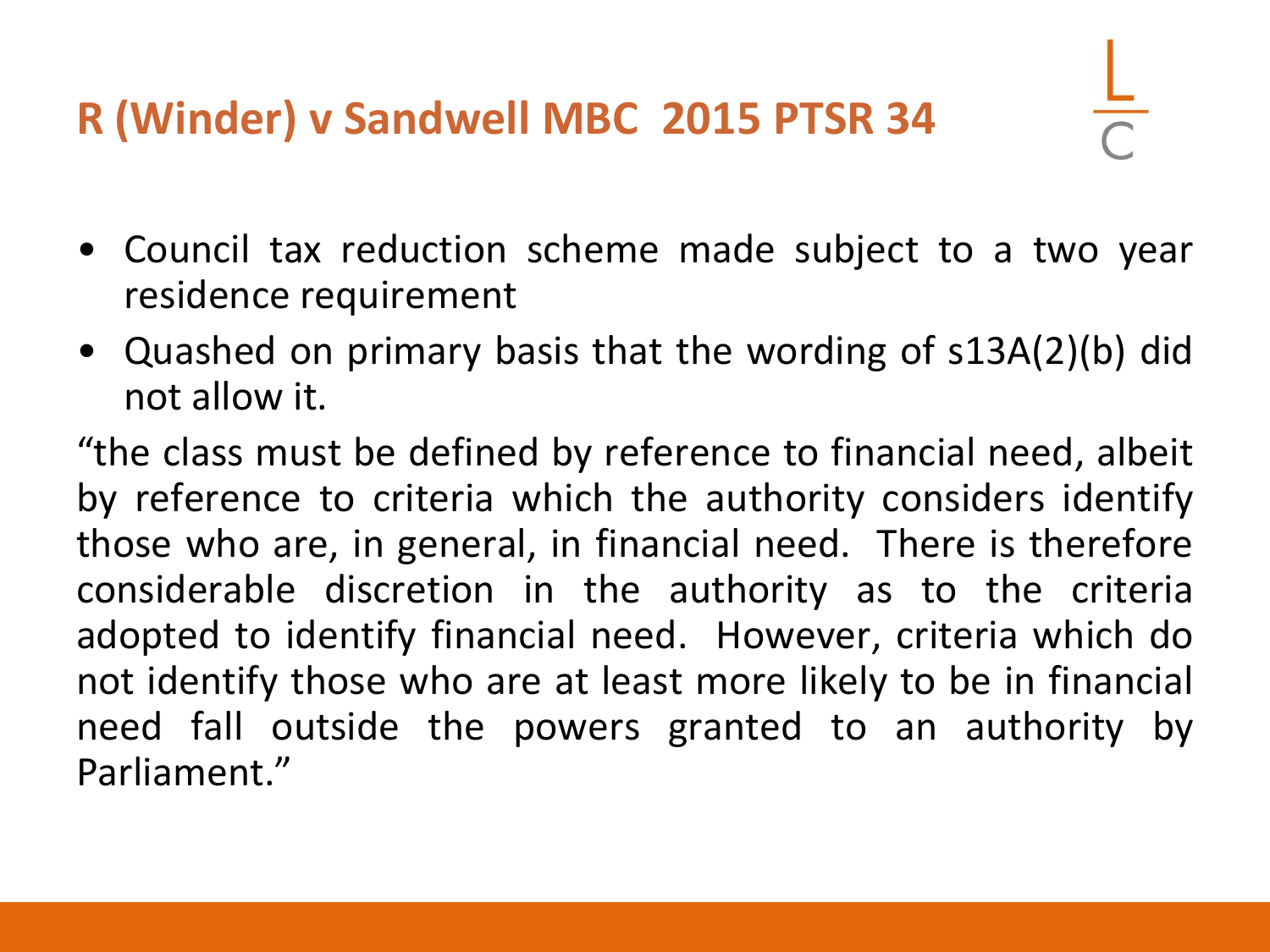## R (Winder) v Sandwell MBC 2015 PTSR 34

- Council tax reduction scheme made subject to a two year residence requirement
- Quashed on primary basis that the wording of s13A(2)(b) did not allow it.

"the class must be defined by reference to financial need, albeit by reference to criteria which the authority considers identify those who are, in general, in financial need. There is therefore considerable discretion in the authority as to the criteria adopted to identify financial need. However, criteria which do not identify those who are at least more likely to be in financial need fall outside the powers granted to an authority by Parliament."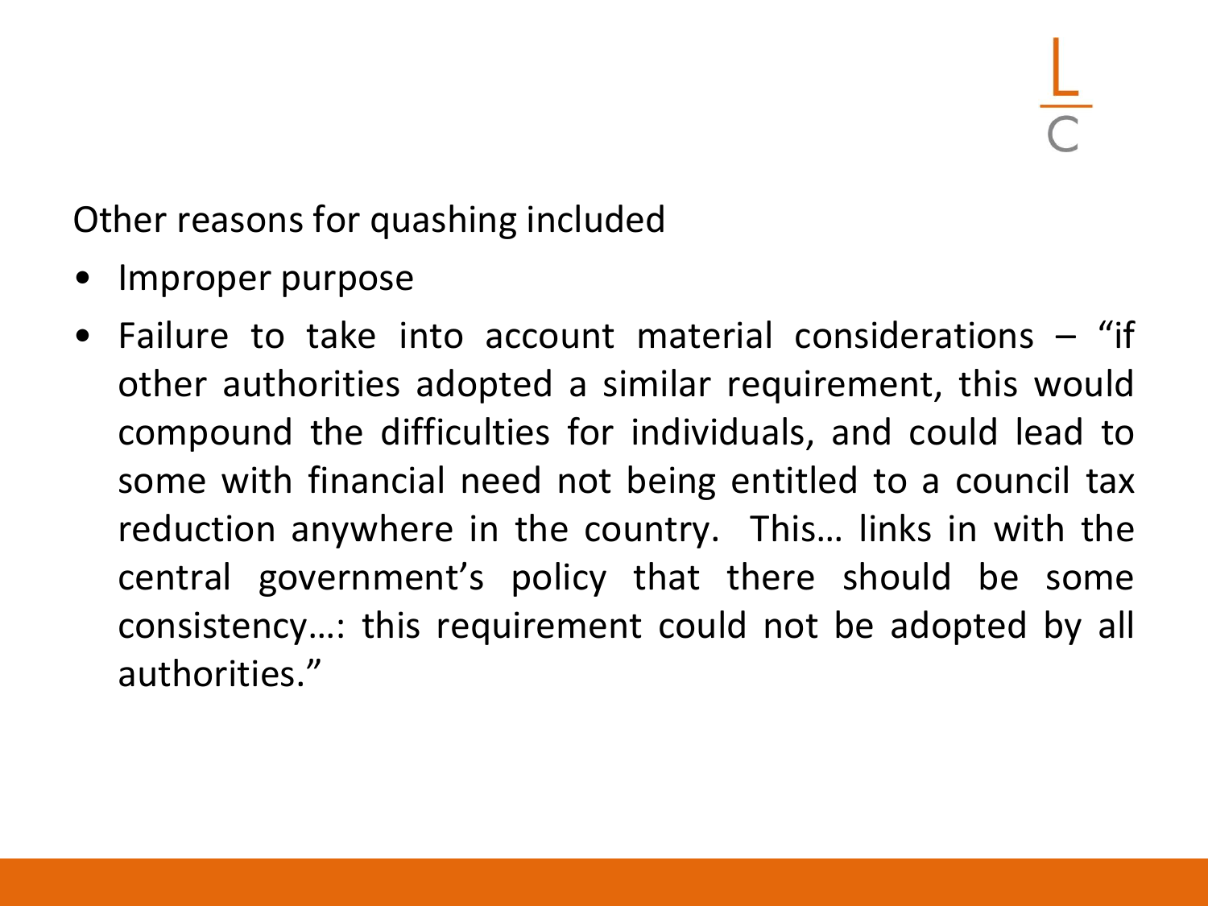Other reasons for quashing included

- Improper purpose
- Failure to take into account material considerations – "if other authorities adopted a similar requirement, this would compound the difficulties for individuals, and could lead to some with financial need not being entitled to a council tax reduction anywhere in the country. This… links in with the central government's policy that there should be some consistency…: this requirement could not be adopted by all authorities."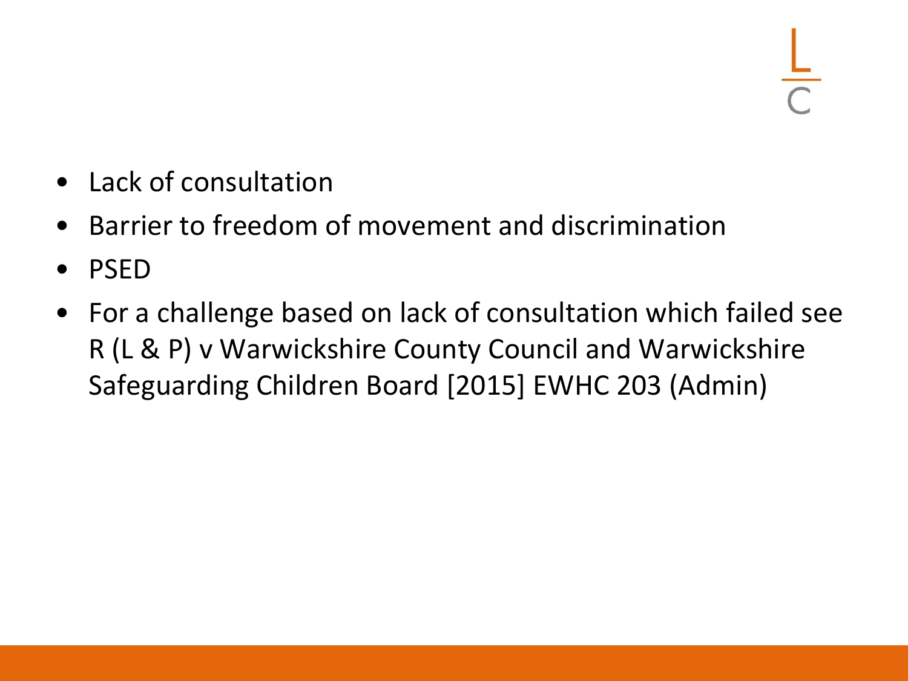- Lack of consultation
- Barrier to freedom of movement and discrimination
- PSED
- For a challenge based on lack of consultation which failed see R (L & P) v Warwickshire County Council and Warwickshire Safeguarding Children Board [2015] EWHC 203 (Admin)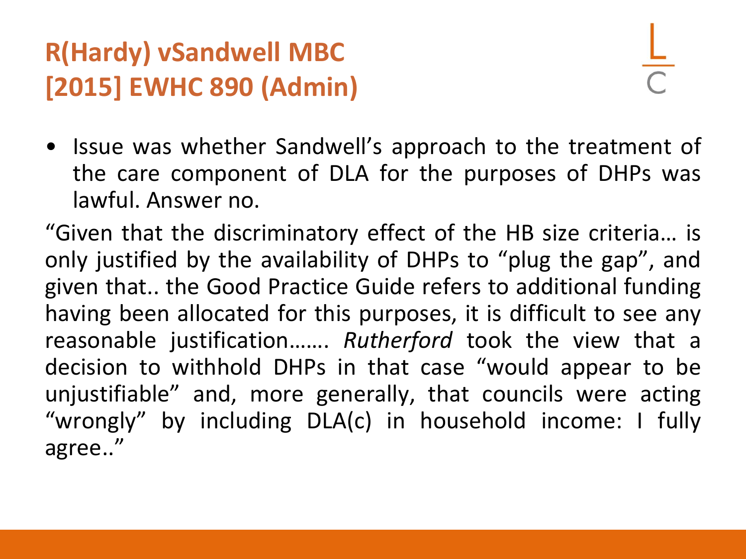# R(Hardy) vSandwell MBC [2015] EWHC 890 (Admin)

- Issue was whether Sandwell's approach to the treatment of the care component of DLA for the purposes of DHPs was lawful. Answer no.

"Given that the discriminatory effect of the HB size criteria… is only justified by the availability of DHPs to "plug the gap", and given that.. the Good Practice Guide refers to additional funding having been allocated for this purposes, it is difficult to see any reasonable justification……. *Rutherford* took the view that a decision to withhold DHPs in that case "would appear to be unjustifiable" and, more generally, that councils were acting "wrongly" by including DLA(c) in household income: I fully agree.."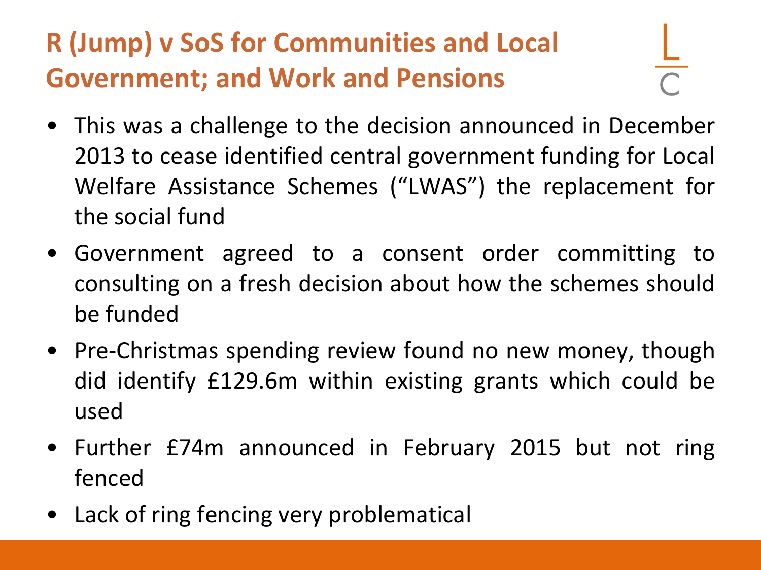## R (Jump) v SoS for Communities and Local Government; and Work and Pensions

- This was a challenge to the decision announced in December 2013 to cease identified central government funding for Local Welfare Assistance Schemes ("LWAS") the replacement for the social fund
- Government agreed to a consent order committing to consulting on a fresh decision about how the schemes should be funded
- Pre-Christmas spending review found no new money, though did identify £129.6m within existing grants which could be used
- Further £74m announced in February 2015 but not ring fenced
- Lack of ring fencing very problematical